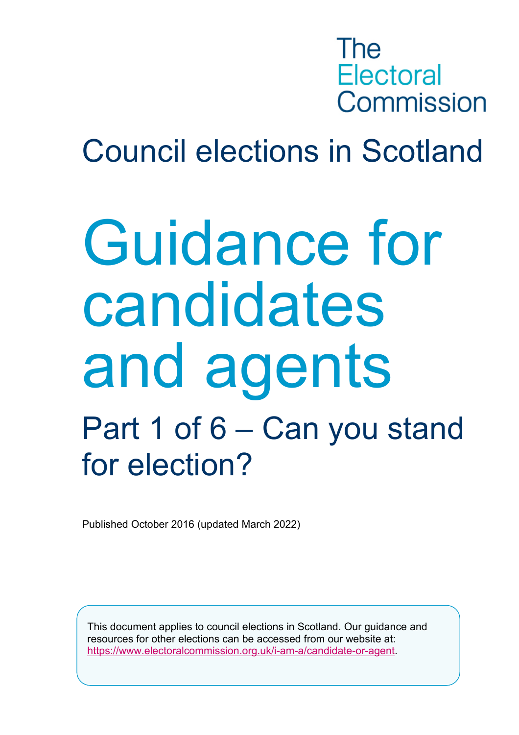The Electoral Commission

# Council elections in Scotland

# Guidance for candidates and agents

## Part 1 of 6 – Can you stand for election?

Published October 2016 (updated March 2022)

This document applies to council elections in Scotland. Our guidance and resources for other elections can be accessed from our website at: https://www.electoralcommission.org.uk/i-am-a/candidate-or-agent.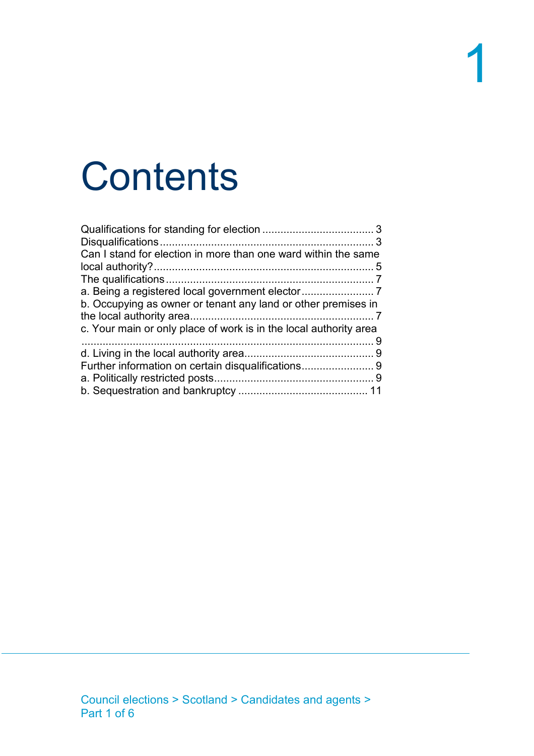# Contents

Qualifications for standing for election .................................... 3
Disqualifications ...................................................................... 3
Can I stand for election in more than one ward within the same local authority? ........................................................................ 5
The qualifications .................................................................... 7
a. Being a registered local government elector ........................ 7
b. Occupying as owner or tenant any land or other premises in the local authority area ............................................................ 7
c. Your main or only place of work is in the local authority area ................................................................................................ 9
d. Living in the local authority area ........................................... 9
Further information on certain disqualifications ........................ 9
a. Politically restricted posts .................................................... 9
b. Sequestration and bankruptcy ........................................... 11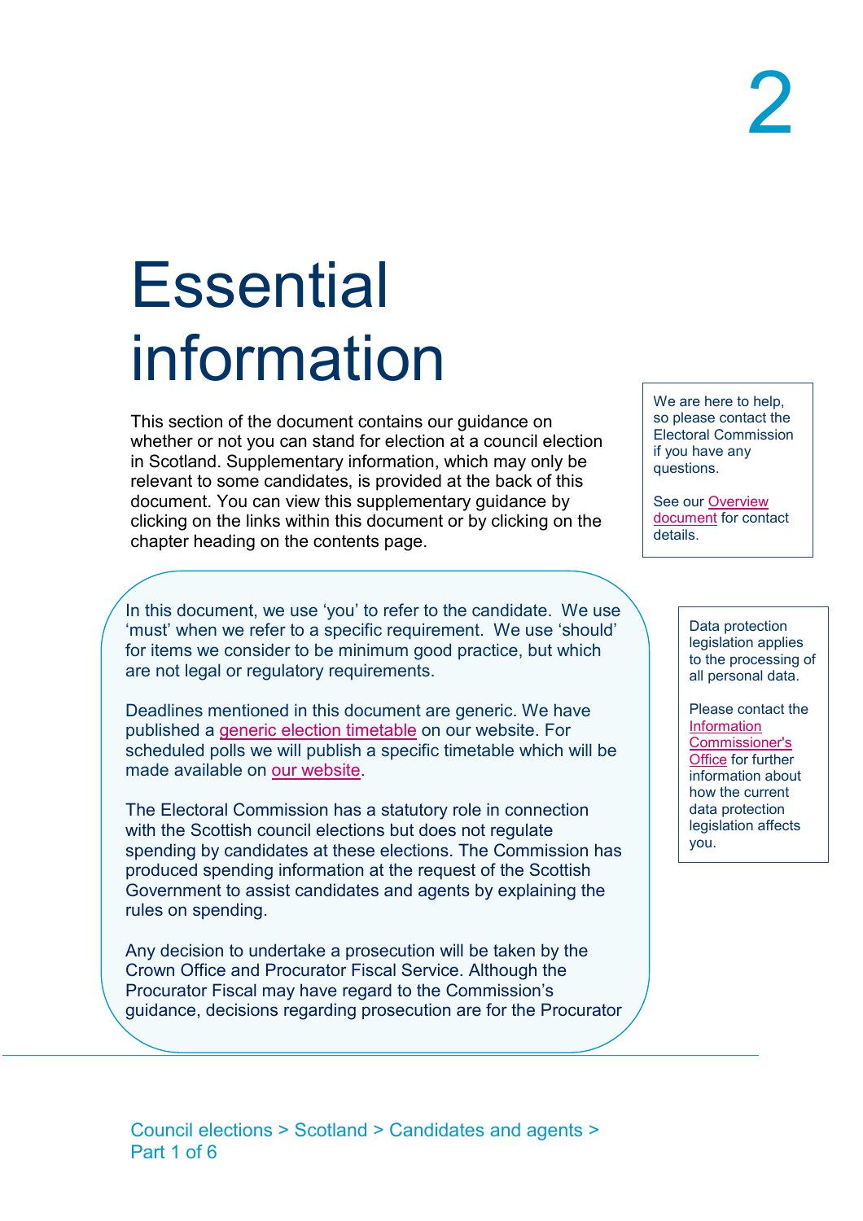2

# Essential information

This section of the document contains our guidance on whether or not you can stand for election at a council election in Scotland. Supplementary information, which may only be relevant to some candidates, is provided at the back of this document. You can view this supplementary guidance by clicking on the links within this document or by clicking on the chapter heading on the contents page.

We are here to help, so please contact the Electoral Commission if you have any questions.

See our Overview document for contact details.

In this document, we use 'you' to refer to the candidate. We use 'must' when we refer to a specific requirement. We use 'should' for items we consider to be minimum good practice, but which are not legal or regulatory requirements.

Deadlines mentioned in this document are generic. We have published a generic election timetable on our website. For scheduled polls we will publish a specific timetable which will be made available on our website.

The Electoral Commission has a statutory role in connection with the Scottish council elections but does not regulate spending by candidates at these elections. The Commission has produced spending information at the request of the Scottish Government to assist candidates and agents by explaining the rules on spending.

Any decision to undertake a prosecution will be taken by the Crown Office and Procurator Fiscal Service. Although the Procurator Fiscal may have regard to the Commission's guidance, decisions regarding prosecution are for the Procurator

Data protection legislation applies to the processing of all personal data.

Please contact the Information Commissioner's Office for further information about how the current data protection legislation affects you.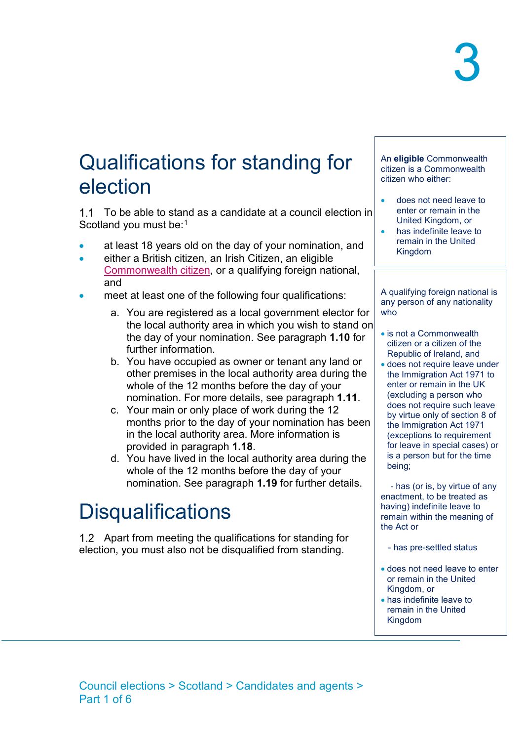# Qualifications for standing for election

1.1 To be able to stand as a candidate at a council election in Scotland you must be:[1]

- at least 18 years old on the day of your nomination, and
- either a British citizen, an Irish Citizen, an eligible Commonwealth citizen, or a qualifying foreign national, and
- meet at least one of the following four qualifications:
  a. You are registered as a local government elector for the local authority area in which you wish to stand on the day of your nomination. See paragraph **1.10** for further information.
  b. You have occupied as owner or tenant any land or other premises in the local authority area during the whole of the 12 months before the day of your nomination. For more details, see paragraph **1.11**.
  c. Your main or only place of work during the 12 months prior to the day of your nomination has been in the local authority area. More information is provided in paragraph **1.18**.
  d. You have lived in the local authority area during the whole of the 12 months before the day of your nomination. See paragraph **1.19** for further details.

An **eligible** Commonwealth citizen is a Commonwealth citizen who either:

- does not need leave to enter or remain in the United Kingdom, or
- has indefinite leave to remain in the United Kingdom

A qualifying foreign national is any person of any nationality who

- is not a Commonwealth citizen or a citizen of the Republic of Ireland, and
- does not require leave under the Immigration Act 1971 to enter or remain in the UK (excluding a person who does not require such leave by virtue only of section 8 of the Immigration Act 1971 (exceptions to requirement for leave in special cases) or is a person but for the time being;

  - has (or is, by virtue of any enactment, to be treated as having) indefinite leave to remain within the meaning of the Act or

  - has pre-settled status

- does not need leave to enter or remain in the United Kingdom, or
- has indefinite leave to remain in the United Kingdom

# Disqualifications

1.2 Apart from meeting the qualifications for standing for election, you must also not be disqualified from standing.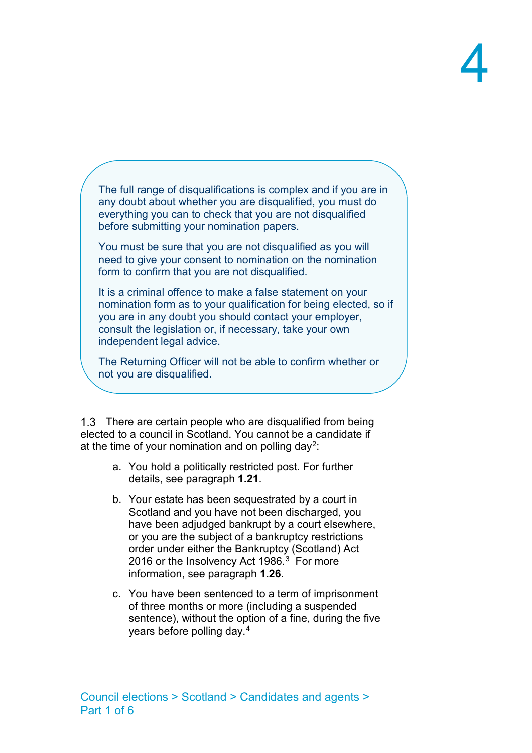The full range of disqualifications is complex and if you are in any doubt about whether you are disqualified, you must do everything you can to check that you are not disqualified before submitting your nomination papers.

You must be sure that you are not disqualified as you will need to give your consent to nomination on the nomination form to confirm that you are not disqualified.

It is a criminal offence to make a false statement on your nomination form as to your qualification for being elected, so if you are in any doubt you should contact your employer, consult the legislation or, if necessary, take your own independent legal advice.

The Returning Officer will not be able to confirm whether or not you are disqualified.

1.3 There are certain people who are disqualified from being elected to a council in Scotland. You cannot be a candidate if at the time of your nomination and on polling day[2]:

a. You hold a politically restricted post. For further details, see paragraph **1.21**.

b. Your estate has been sequestrated by a court in Scotland and you have not been discharged, you have been adjudged bankrupt by a court elsewhere, or you are the subject of a bankruptcy restrictions order under either the Bankruptcy (Scotland) Act 2016 or the Insolvency Act 1986.[3] For more information, see paragraph **1.26**.

c. You have been sentenced to a term of imprisonment of three months or more (including a suspended sentence), without the option of a fine, during the five years before polling day.[4]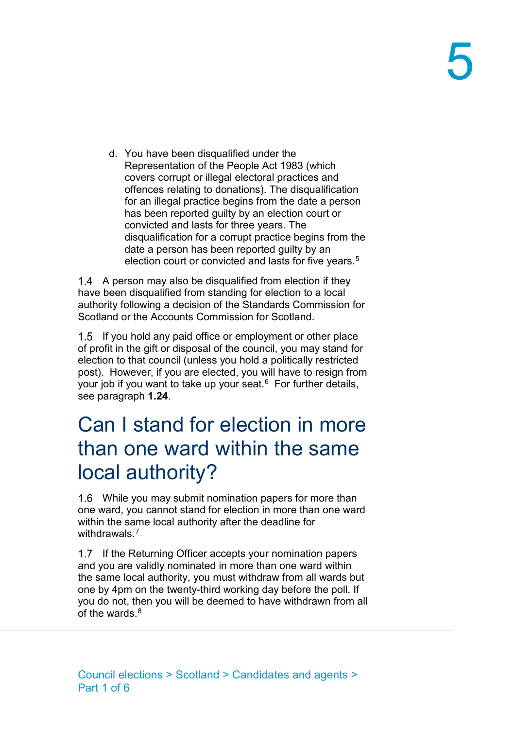d. You have been disqualified under the Representation of the People Act 1983 (which covers corrupt or illegal electoral practices and offences relating to donations). The disqualification for an illegal practice begins from the date a person has been reported guilty by an election court or convicted and lasts for three years. The disqualification for a corrupt practice begins from the date a person has been reported guilty by an election court or convicted and lasts for five years.[5]

1.4 A person may also be disqualified from election if they have been disqualified from standing for election to a local authority following a decision of the Standards Commission for Scotland or the Accounts Commission for Scotland.

1.5 If you hold any paid office or employment or other place of profit in the gift or disposal of the council, you may stand for election to that council (unless you hold a politically restricted post). However, if you are elected, you will have to resign from your job if you want to take up your seat.[6] For further details, see paragraph **1.24**.

# Can I stand for election in more than one ward within the same local authority?

1.6 While you may submit nomination papers for more than one ward, you cannot stand for election in more than one ward within the same local authority after the deadline for withdrawals.[7]

1.7 If the Returning Officer accepts your nomination papers and you are validly nominated in more than one ward within the same local authority, you must withdraw from all wards but one by 4pm on the twenty-third working day before the poll. If you do not, then you will be deemed to have withdrawn from all of the wards.[8]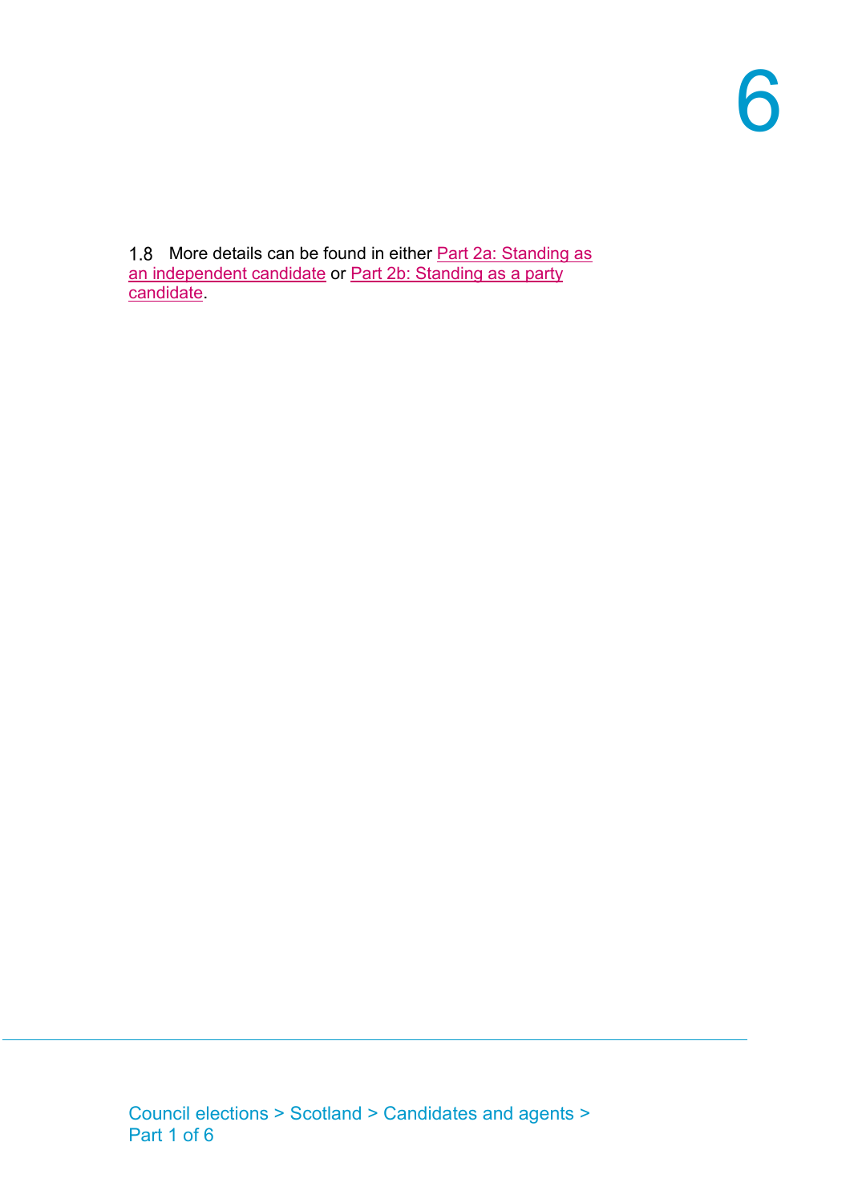1.8 More details can be found in either Part 2a: Standing as an independent candidate or Part 2b: Standing as a party candidate.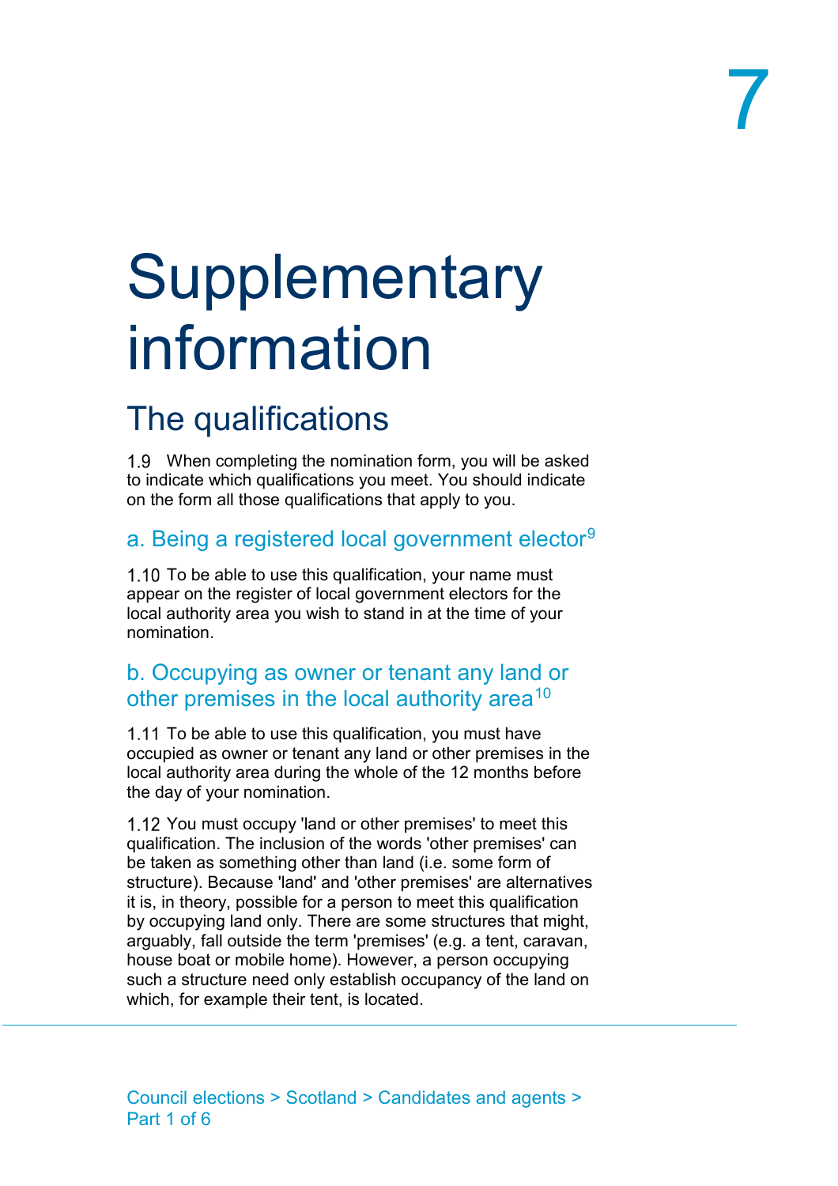# Supplementary information

## The qualifications

1.9 When completing the nomination form, you will be asked to indicate which qualifications you meet. You should indicate on the form all those qualifications that apply to you.

### a. Being a registered local government elector[9]

1.10 To be able to use this qualification, your name must appear on the register of local government electors for the local authority area you wish to stand in at the time of your nomination.

### b. Occupying as owner or tenant any land or other premises in the local authority area[10]

1.11 To be able to use this qualification, you must have occupied as owner or tenant any land or other premises in the local authority area during the whole of the 12 months before the day of your nomination.

1.12 You must occupy 'land or other premises' to meet this qualification. The inclusion of the words 'other premises' can be taken as something other than land (i.e. some form of structure). Because 'land' and 'other premises' are alternatives it is, in theory, possible for a person to meet this qualification by occupying land only. There are some structures that might, arguably, fall outside the term 'premises' (e.g. a tent, caravan, house boat or mobile home). However, a person occupying such a structure need only establish occupancy of the land on which, for example their tent, is located.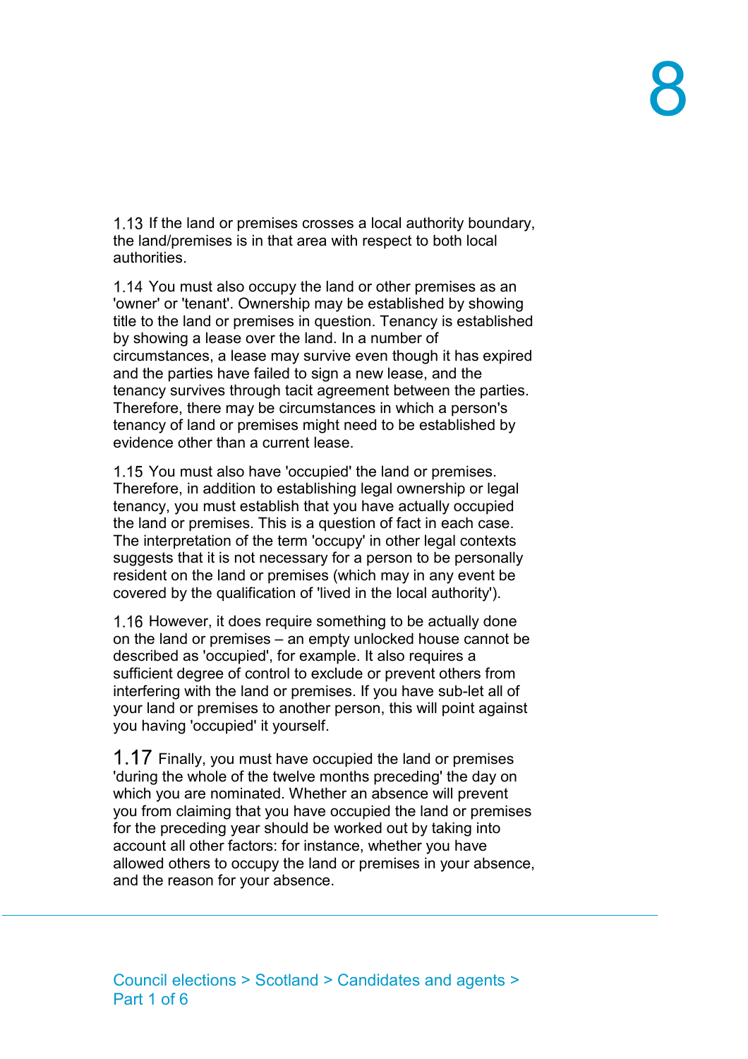1.13 If the land or premises crosses a local authority boundary, the land/premises is in that area with respect to both local authorities.

1.14 You must also occupy the land or other premises as an 'owner' or 'tenant'. Ownership may be established by showing title to the land or premises in question. Tenancy is established by showing a lease over the land. In a number of circumstances, a lease may survive even though it has expired and the parties have failed to sign a new lease, and the tenancy survives through tacit agreement between the parties. Therefore, there may be circumstances in which a person's tenancy of land or premises might need to be established by evidence other than a current lease.

1.15 You must also have 'occupied' the land or premises. Therefore, in addition to establishing legal ownership or legal tenancy, you must establish that you have actually occupied the land or premises. This is a question of fact in each case. The interpretation of the term 'occupy' in other legal contexts suggests that it is not necessary for a person to be personally resident on the land or premises (which may in any event be covered by the qualification of 'lived in the local authority').

1.16 However, it does require something to be actually done on the land or premises – an empty unlocked house cannot be described as 'occupied', for example. It also requires a sufficient degree of control to exclude or prevent others from interfering with the land or premises. If you have sub-let all of your land or premises to another person, this will point against you having 'occupied' it yourself.

1.17 Finally, you must have occupied the land or premises 'during the whole of the twelve months preceding' the day on which you are nominated. Whether an absence will prevent you from claiming that you have occupied the land or premises for the preceding year should be worked out by taking into account all other factors: for instance, whether you have allowed others to occupy the land or premises in your absence, and the reason for your absence.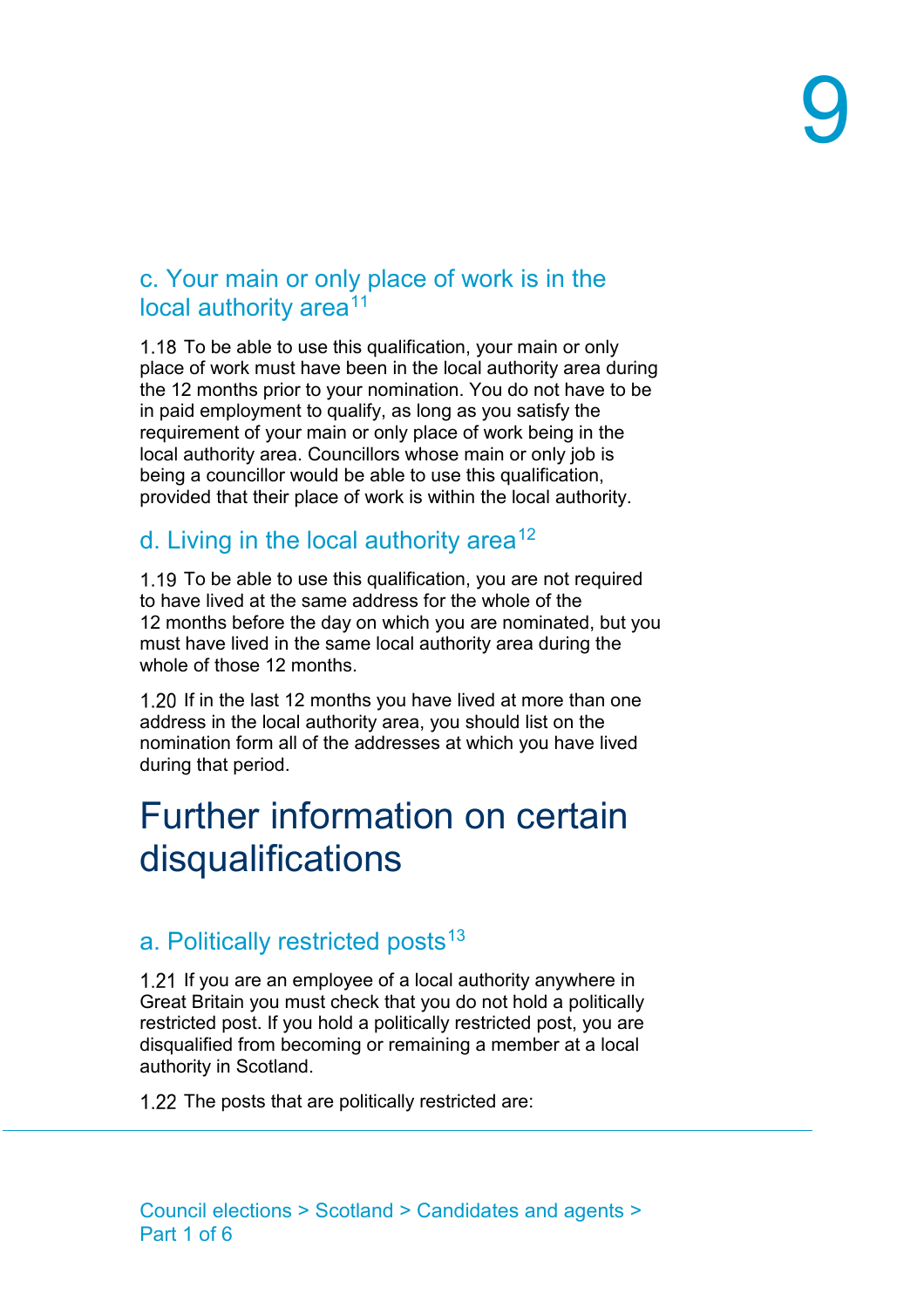### c. Your main or only place of work is in the local authority area[11]

1.18 To be able to use this qualification, your main or only place of work must have been in the local authority area during the 12 months prior to your nomination. You do not have to be in paid employment to qualify, as long as you satisfy the requirement of your main or only place of work being in the local authority area. Councillors whose main or only job is being a councillor would be able to use this qualification, provided that their place of work is within the local authority.

### d. Living in the local authority area[12]

1.19 To be able to use this qualification, you are not required to have lived at the same address for the whole of the 12 months before the day on which you are nominated, but you must have lived in the same local authority area during the whole of those 12 months.

1.20 If in the last 12 months you have lived at more than one address in the local authority area, you should list on the nomination form all of the addresses at which you have lived during that period.

## Further information on certain disqualifications

### a. Politically restricted posts[13]

1.21 If you are an employee of a local authority anywhere in Great Britain you must check that you do not hold a politically restricted post. If you hold a politically restricted post, you are disqualified from becoming or remaining a member at a local authority in Scotland.

1.22 The posts that are politically restricted are: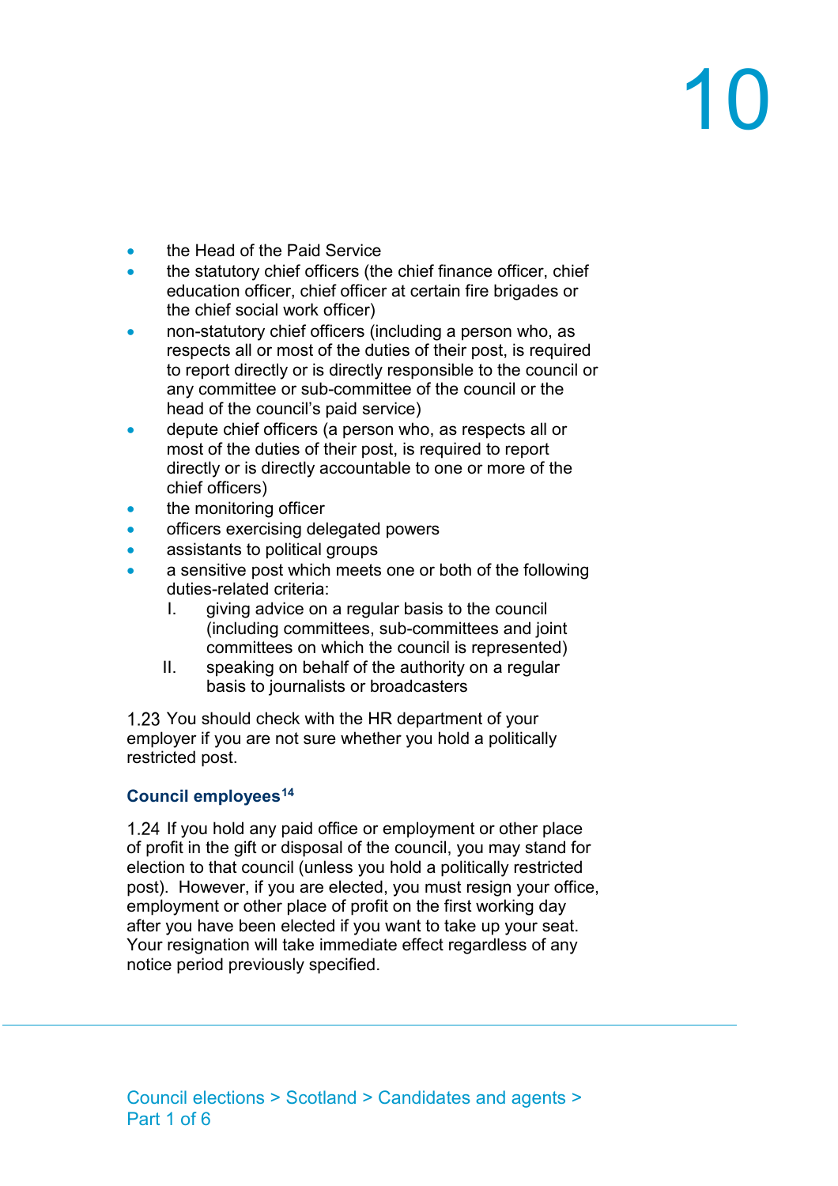- the Head of the Paid Service
- the statutory chief officers (the chief finance officer, chief education officer, chief officer at certain fire brigades or the chief social work officer)
- non-statutory chief officers (including a person who, as respects all or most of the duties of their post, is required to report directly or is directly responsible to the council or any committee or sub-committee of the council or the head of the council's paid service)
- depute chief officers (a person who, as respects all or most of the duties of their post, is required to report directly or is directly accountable to one or more of the chief officers)
- the monitoring officer
- officers exercising delegated powers
- assistants to political groups
- a sensitive post which meets one or both of the following duties-related criteria:
    1. giving advice on a regular basis to the council (including committees, sub-committees and joint committees on which the council is represented)
    2. speaking on behalf of the authority on a regular basis to journalists or broadcasters

1.23 You should check with the HR department of your employer if you are not sure whether you hold a politically restricted post.

### Council employees[14]

1.24 If you hold any paid office or employment or other place of profit in the gift or disposal of the council, you may stand for election to that council (unless you hold a politically restricted post). However, if you are elected, you must resign your office, employment or other place of profit on the first working day after you have been elected if you want to take up your seat. Your resignation will take immediate effect regardless of any notice period previously specified.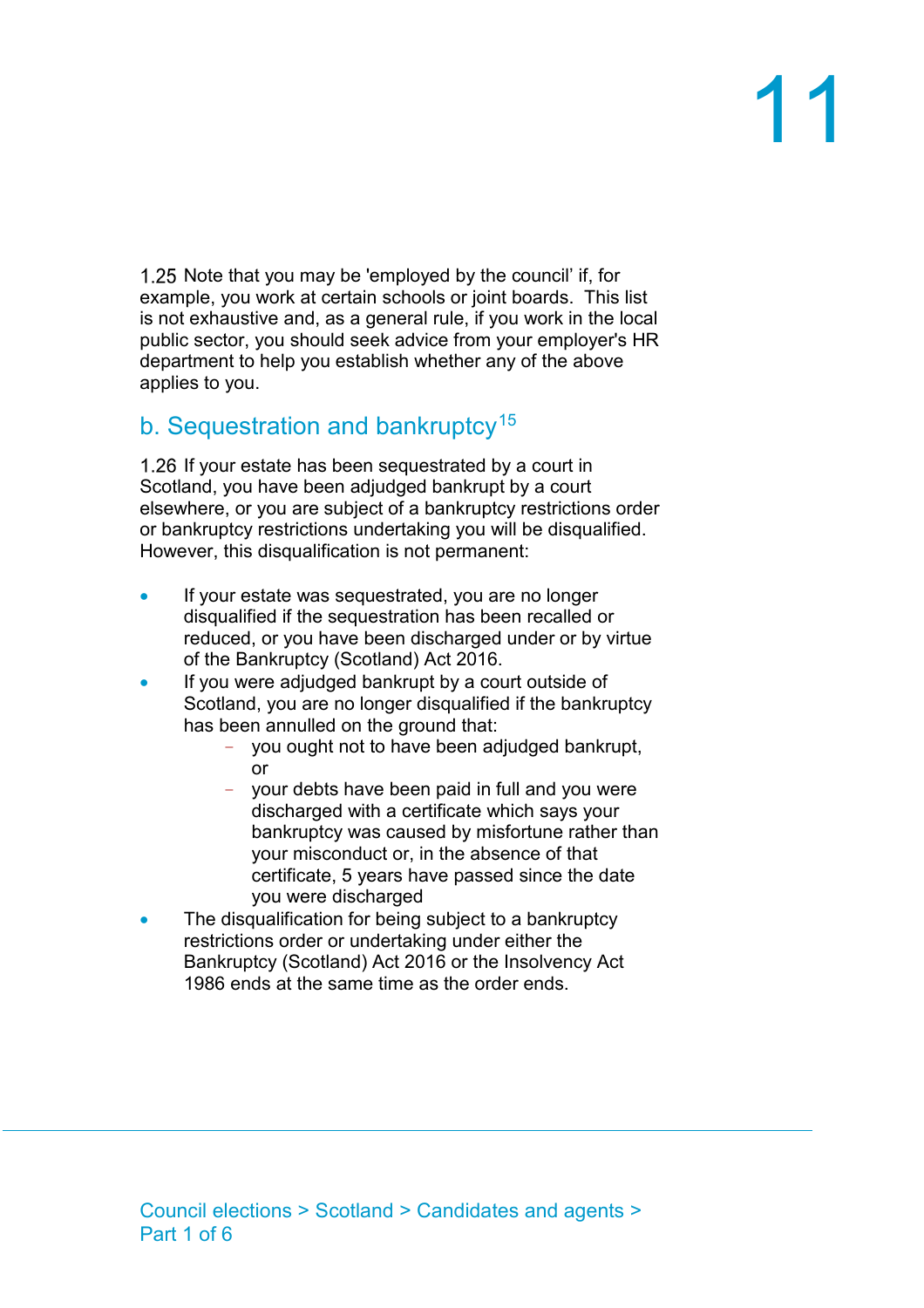1.25 Note that you may be 'employed by the council' if, for example, you work at certain schools or joint boards. This list is not exhaustive and, as a general rule, if you work in the local public sector, you should seek advice from your employer's HR department to help you establish whether any of the above applies to you.

## b. Sequestration and bankruptcy[15]

1.26 If your estate has been sequestrated by a court in Scotland, you have been adjudged bankrupt by a court elsewhere, or you are subject of a bankruptcy restrictions order or bankruptcy restrictions undertaking you will be disqualified. However, this disqualification is not permanent:

- If your estate was sequestrated, you are no longer disqualified if the sequestration has been recalled or reduced, or you have been discharged under or by virtue of the Bankruptcy (Scotland) Act 2016.
- If you were adjudged bankrupt by a court outside of Scotland, you are no longer disqualified if the bankruptcy has been annulled on the ground that:
  - you ought not to have been adjudged bankrupt, or
  - your debts have been paid in full and you were discharged with a certificate which says your bankruptcy was caused by misfortune rather than your misconduct or, in the absence of that certificate, 5 years have passed since the date you were discharged
- The disqualification for being subject to a bankruptcy restrictions order or undertaking under either the Bankruptcy (Scotland) Act 2016 or the Insolvency Act 1986 ends at the same time as the order ends.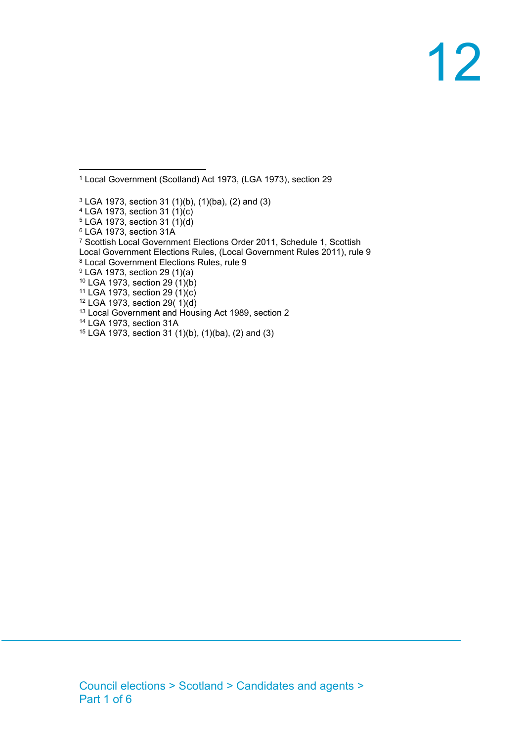[1] Local Government (Scotland) Act 1973, (LGA 1973), section 29

[3] LGA 1973, section 31 (1)(b), (1)(ba), (2) and (3)
[4] LGA 1973, section 31 (1)(c)
[5] LGA 1973, section 31 (1)(d)
[6] LGA 1973, section 31A
[7] Scottish Local Government Elections Order 2011, Schedule 1, Scottish Local Government Elections Rules, (Local Government Rules 2011), rule 9
[8] Local Government Elections Rules, rule 9
[9] LGA 1973, section 29 (1)(a)
[10] LGA 1973, section 29 (1)(b)
[11] LGA 1973, section 29 (1)(c)
[12] LGA 1973, section 29( 1)(d)
[13] Local Government and Housing Act 1989, section 2
[14] LGA 1973, section 31A
[15] LGA 1973, section 31 (1)(b), (1)(ba), (2) and (3)